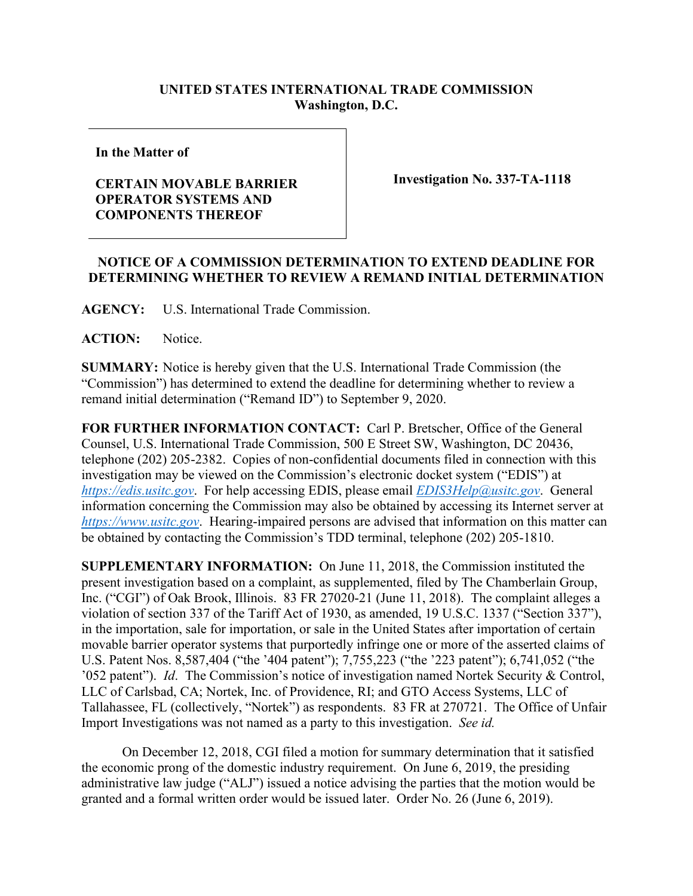**UNITED STATES INTERNATIONAL TRADE COMMISSION**
**Washington, D.C.**

| | |
|---|---|
| **In the Matter of**<br><br>**CERTAIN MOVABLE BARRIER OPERATOR SYSTEMS AND COMPONENTS THEREOF** | **Investigation No. 337-TA-1118** |

**NOTICE OF A COMMISSION DETERMINATION TO EXTEND DEADLINE FOR DETERMINING WHETHER TO REVIEW A REMAND INITIAL DETERMINATION**

**AGENCY:** U.S. International Trade Commission.

**ACTION:** Notice.

**SUMMARY:** Notice is hereby given that the U.S. International Trade Commission (the "Commission") has determined to extend the deadline for determining whether to review a remand initial determination ("Remand ID") to September 9, 2020.

**FOR FURTHER INFORMATION CONTACT:** Carl P. Bretscher, Office of the General Counsel, U.S. International Trade Commission, 500 E Street SW, Washington, DC 20436, telephone (202) 205-2382. Copies of non-confidential documents filed in connection with this investigation may be viewed on the Commission's electronic docket system ("EDIS") at *https://edis.usitc.gov*. For help accessing EDIS, please email *EDIS3Help@usitc.gov*. General information concerning the Commission may also be obtained by accessing its Internet server at *https://www.usitc.gov*. Hearing-impaired persons are advised that information on this matter can be obtained by contacting the Commission's TDD terminal, telephone (202) 205-1810.

**SUPPLEMENTARY INFORMATION:** On June 11, 2018, the Commission instituted the present investigation based on a complaint, as supplemented, filed by The Chamberlain Group, Inc. ("CGI") of Oak Brook, Illinois. 83 FR 27020-21 (June 11, 2018). The complaint alleges a violation of section 337 of the Tariff Act of 1930, as amended, 19 U.S.C. 1337 ("Section 337"), in the importation, sale for importation, or sale in the United States after importation of certain movable barrier operator systems that purportedly infringe one or more of the asserted claims of U.S. Patent Nos. 8,587,404 ("the '404 patent"); 7,755,223 ("the '223 patent"); 6,741,052 ("the '052 patent"). *Id*. The Commission's notice of investigation named Nortek Security & Control, LLC of Carlsbad, CA; Nortek, Inc. of Providence, RI; and GTO Access Systems, LLC of Tallahassee, FL (collectively, "Nortek") as respondents. 83 FR at 270721. The Office of Unfair Import Investigations was not named as a party to this investigation. *See id.*

On December 12, 2018, CGI filed a motion for summary determination that it satisfied the economic prong of the domestic industry requirement. On June 6, 2019, the presiding administrative law judge ("ALJ") issued a notice advising the parties that the motion would be granted and a formal written order would be issued later. Order No. 26 (June 6, 2019).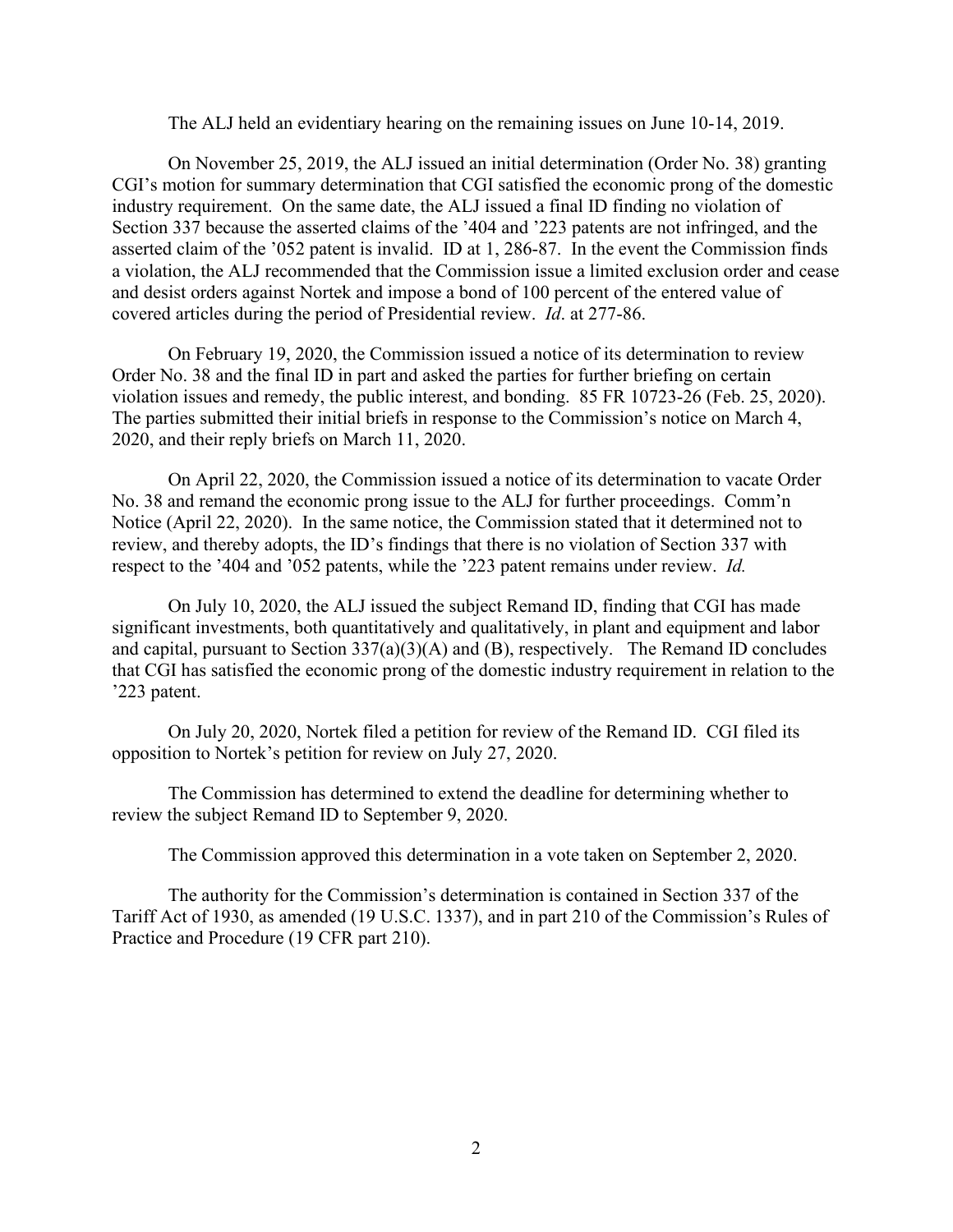The ALJ held an evidentiary hearing on the remaining issues on June 10-14, 2019.

On November 25, 2019, the ALJ issued an initial determination (Order No. 38) granting CGI's motion for summary determination that CGI satisfied the economic prong of the domestic industry requirement. On the same date, the ALJ issued a final ID finding no violation of Section 337 because the asserted claims of the '404 and '223 patents are not infringed, and the asserted claim of the '052 patent is invalid. ID at 1, 286-87. In the event the Commission finds a violation, the ALJ recommended that the Commission issue a limited exclusion order and cease and desist orders against Nortek and impose a bond of 100 percent of the entered value of covered articles during the period of Presidential review. *Id*. at 277-86.

On February 19, 2020, the Commission issued a notice of its determination to review Order No. 38 and the final ID in part and asked the parties for further briefing on certain violation issues and remedy, the public interest, and bonding. 85 FR 10723-26 (Feb. 25, 2020). The parties submitted their initial briefs in response to the Commission's notice on March 4, 2020, and their reply briefs on March 11, 2020.

On April 22, 2020, the Commission issued a notice of its determination to vacate Order No. 38 and remand the economic prong issue to the ALJ for further proceedings. Comm'n Notice (April 22, 2020). In the same notice, the Commission stated that it determined not to review, and thereby adopts, the ID's findings that there is no violation of Section 337 with respect to the '404 and '052 patents, while the '223 patent remains under review. *Id.*

On July 10, 2020, the ALJ issued the subject Remand ID, finding that CGI has made significant investments, both quantitatively and qualitatively, in plant and equipment and labor and capital, pursuant to Section 337(a)(3)(A) and (B), respectively. The Remand ID concludes that CGI has satisfied the economic prong of the domestic industry requirement in relation to the '223 patent.

On July 20, 2020, Nortek filed a petition for review of the Remand ID. CGI filed its opposition to Nortek's petition for review on July 27, 2020.

The Commission has determined to extend the deadline for determining whether to review the subject Remand ID to September 9, 2020.

The Commission approved this determination in a vote taken on September 2, 2020.

The authority for the Commission's determination is contained in Section 337 of the Tariff Act of 1930, as amended (19 U.S.C. 1337), and in part 210 of the Commission's Rules of Practice and Procedure (19 CFR part 210).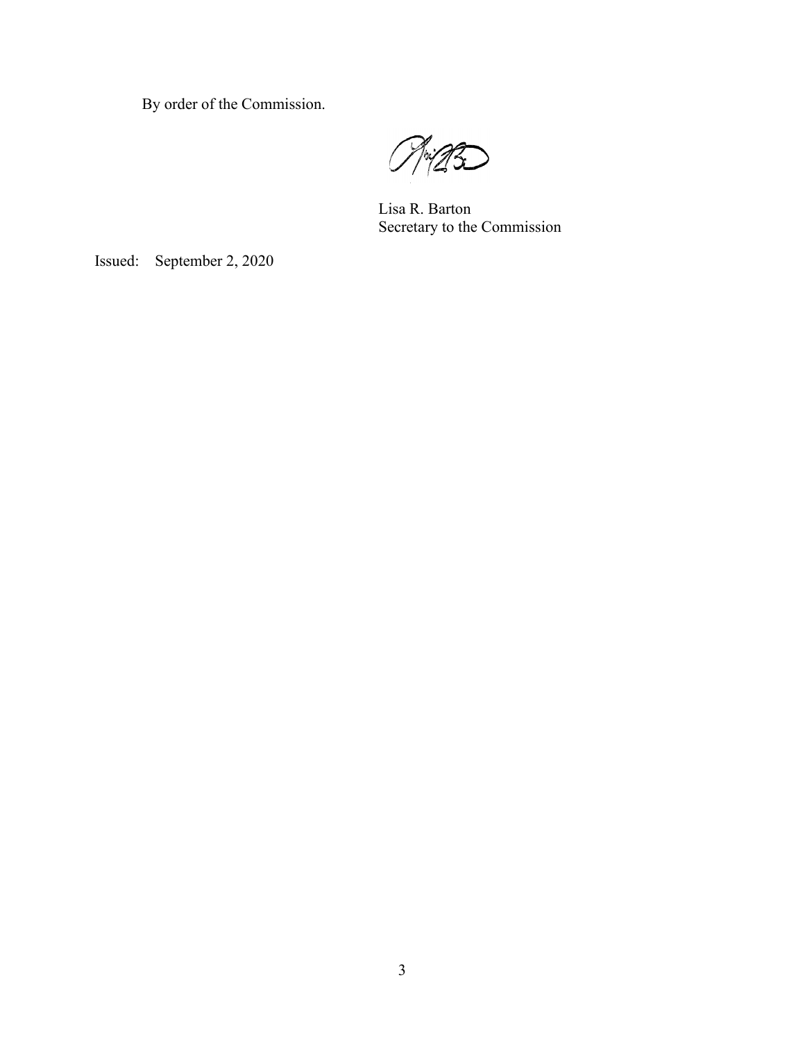By order of the Commission.

Lisa R. Barton
Secretary to the Commission

Issued: September 2, 2020